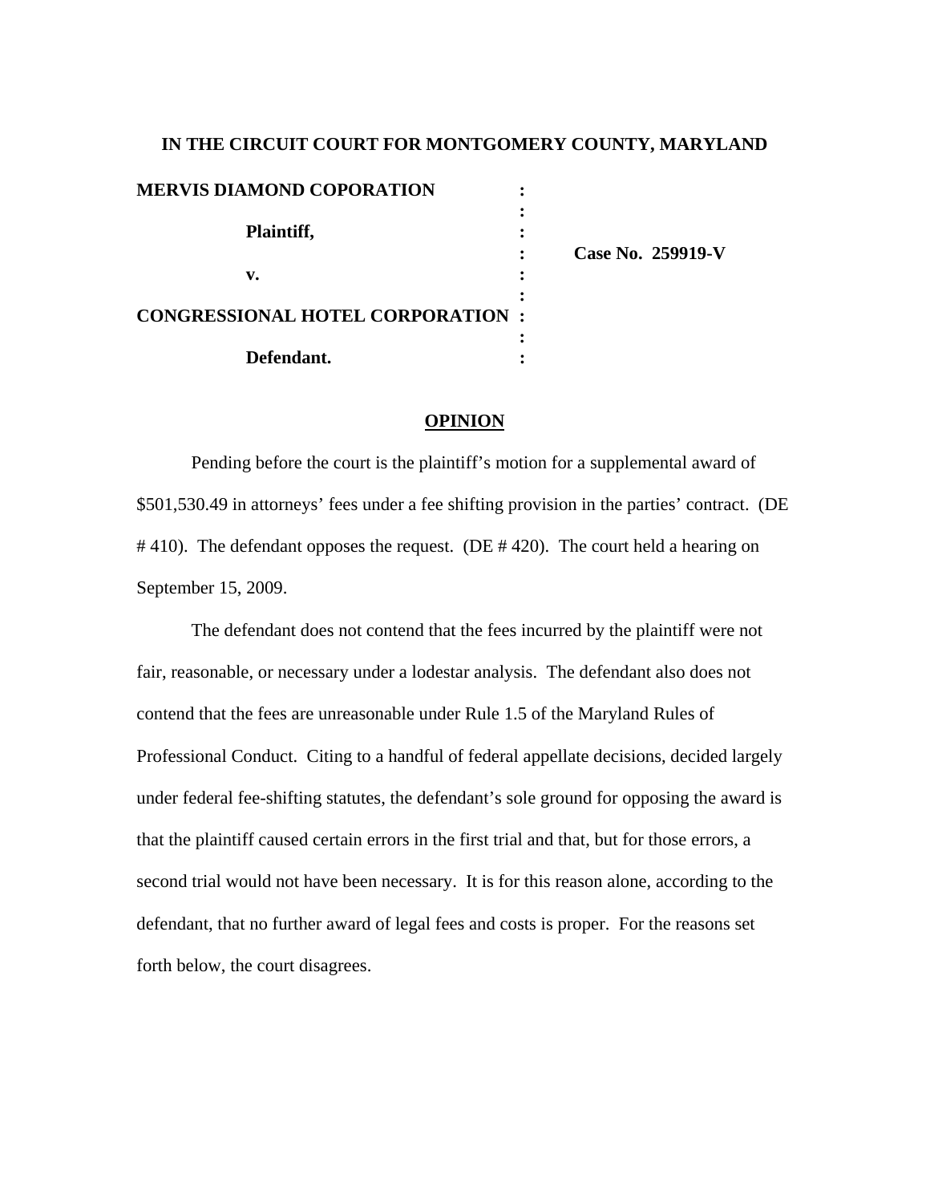**IN THE CIRCUIT COURT FOR MONTGOMERY COUNTY, MARYLAND**

| | | |
|---|---|---|
| **MERVIS DIAMOND COPORATION** | : | |
| | : | |
| **Plaintiff,** | : | |
| | : | **Case No. 259919-V** |
| **v.** | : | |
| | : | |
| **CONGRESSIONAL HOTEL CORPORATION** | : | |
| | : | |
| **Defendant.** | : | |

**OPINION**

Pending before the court is the plaintiff's motion for a supplemental award of $501,530.49 in attorneys' fees under a fee shifting provision in the parties' contract. (DE # 410). The defendant opposes the request. (DE # 420). The court held a hearing on September 15, 2009.

The defendant does not contend that the fees incurred by the plaintiff were not fair, reasonable, or necessary under a lodestar analysis. The defendant also does not contend that the fees are unreasonable under Rule 1.5 of the Maryland Rules of Professional Conduct. Citing to a handful of federal appellate decisions, decided largely under federal fee-shifting statutes, the defendant's sole ground for opposing the award is that the plaintiff caused certain errors in the first trial and that, but for those errors, a second trial would not have been necessary. It is for this reason alone, according to the defendant, that no further award of legal fees and costs is proper. For the reasons set forth below, the court disagrees.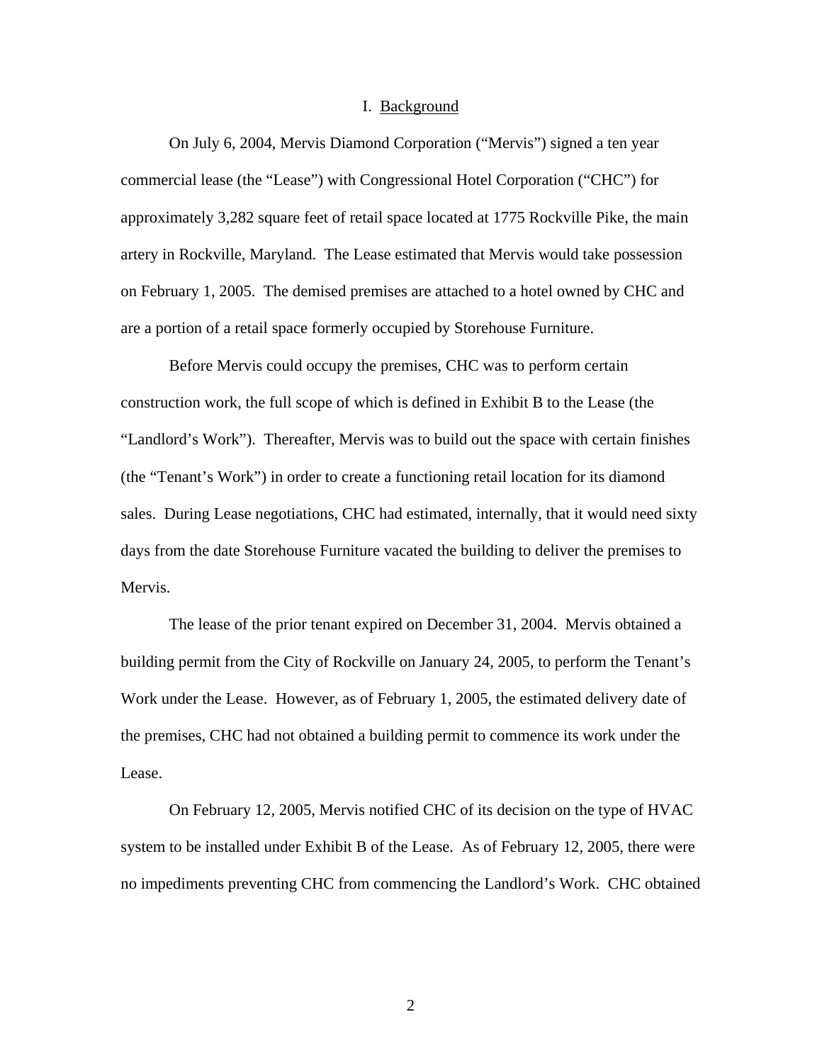## I. Background

On July 6, 2004, Mervis Diamond Corporation ("Mervis") signed a ten year commercial lease (the "Lease") with Congressional Hotel Corporation ("CHC") for approximately 3,282 square feet of retail space located at 1775 Rockville Pike, the main artery in Rockville, Maryland. The Lease estimated that Mervis would take possession on February 1, 2005. The demised premises are attached to a hotel owned by CHC and are a portion of a retail space formerly occupied by Storehouse Furniture.

Before Mervis could occupy the premises, CHC was to perform certain construction work, the full scope of which is defined in Exhibit B to the Lease (the "Landlord's Work"). Thereafter, Mervis was to build out the space with certain finishes (the "Tenant's Work") in order to create a functioning retail location for its diamond sales. During Lease negotiations, CHC had estimated, internally, that it would need sixty days from the date Storehouse Furniture vacated the building to deliver the premises to Mervis.

The lease of the prior tenant expired on December 31, 2004. Mervis obtained a building permit from the City of Rockville on January 24, 2005, to perform the Tenant's Work under the Lease. However, as of February 1, 2005, the estimated delivery date of the premises, CHC had not obtained a building permit to commence its work under the Lease.

On February 12, 2005, Mervis notified CHC of its decision on the type of HVAC system to be installed under Exhibit B of the Lease. As of February 12, 2005, there were no impediments preventing CHC from commencing the Landlord's Work. CHC obtained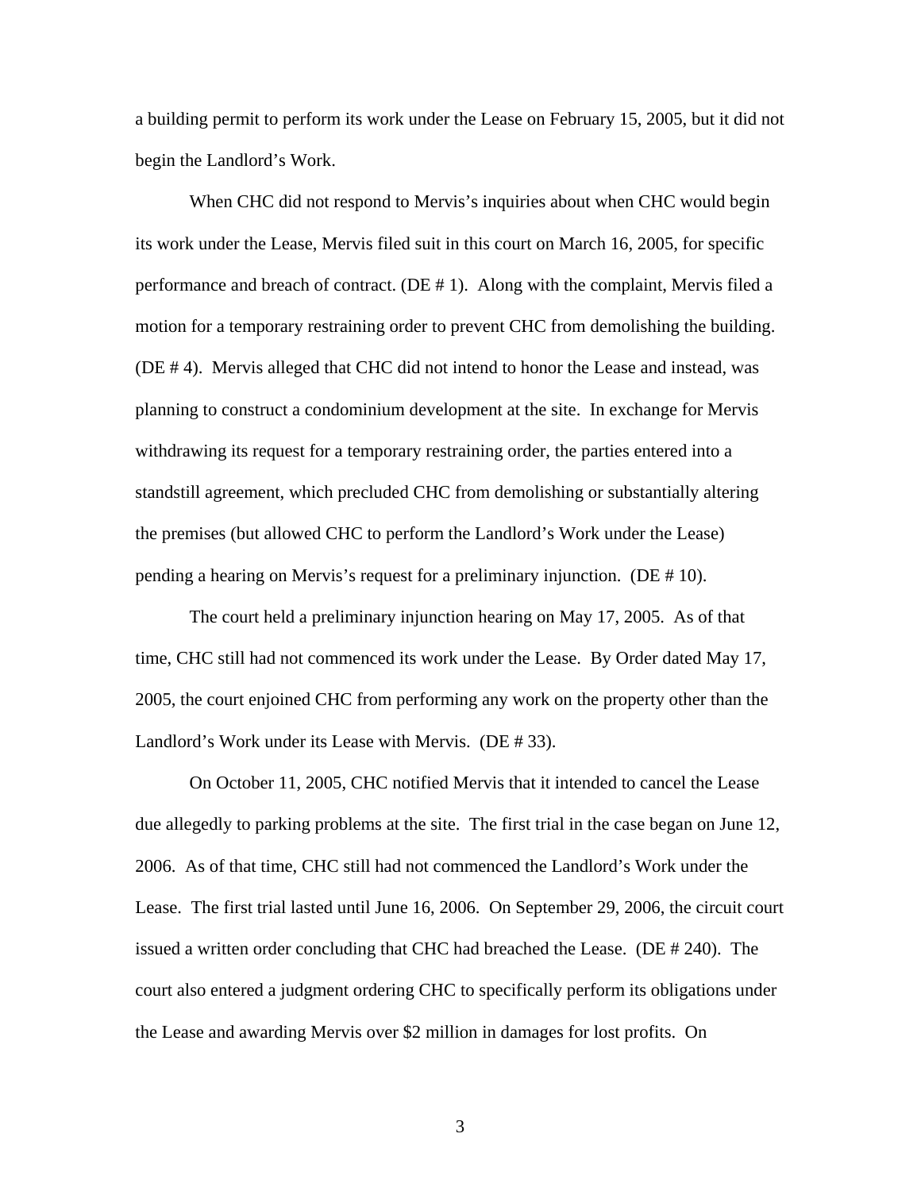a building permit to perform its work under the Lease on February 15, 2005, but it did not begin the Landlord's Work.

When CHC did not respond to Mervis's inquiries about when CHC would begin its work under the Lease, Mervis filed suit in this court on March 16, 2005, for specific performance and breach of contract. (DE # 1). Along with the complaint, Mervis filed a motion for a temporary restraining order to prevent CHC from demolishing the building. (DE # 4). Mervis alleged that CHC did not intend to honor the Lease and instead, was planning to construct a condominium development at the site. In exchange for Mervis withdrawing its request for a temporary restraining order, the parties entered into a standstill agreement, which precluded CHC from demolishing or substantially altering the premises (but allowed CHC to perform the Landlord's Work under the Lease) pending a hearing on Mervis's request for a preliminary injunction. (DE # 10).

The court held a preliminary injunction hearing on May 17, 2005. As of that time, CHC still had not commenced its work under the Lease. By Order dated May 17, 2005, the court enjoined CHC from performing any work on the property other than the Landlord's Work under its Lease with Mervis. (DE # 33).

On October 11, 2005, CHC notified Mervis that it intended to cancel the Lease due allegedly to parking problems at the site. The first trial in the case began on June 12, 2006. As of that time, CHC still had not commenced the Landlord's Work under the Lease. The first trial lasted until June 16, 2006. On September 29, 2006, the circuit court issued a written order concluding that CHC had breached the Lease. (DE # 240). The court also entered a judgment ordering CHC to specifically perform its obligations under the Lease and awarding Mervis over $2 million in damages for lost profits. On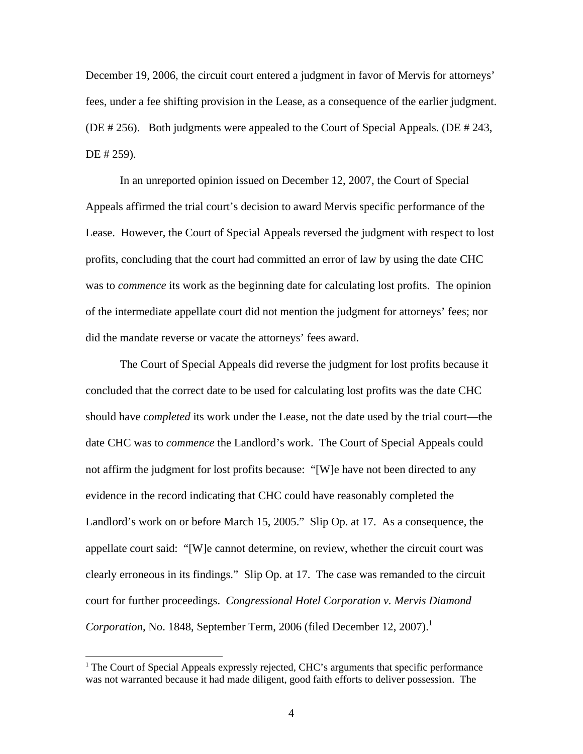December 19, 2006, the circuit court entered a judgment in favor of Mervis for attorneys' fees, under a fee shifting provision in the Lease, as a consequence of the earlier judgment. (DE # 256). Both judgments were appealed to the Court of Special Appeals. (DE # 243, DE # 259).

In an unreported opinion issued on December 12, 2007, the Court of Special Appeals affirmed the trial court's decision to award Mervis specific performance of the Lease. However, the Court of Special Appeals reversed the judgment with respect to lost profits, concluding that the court had committed an error of law by using the date CHC was to *commence* its work as the beginning date for calculating lost profits. The opinion of the intermediate appellate court did not mention the judgment for attorneys' fees; nor did the mandate reverse or vacate the attorneys' fees award.

The Court of Special Appeals did reverse the judgment for lost profits because it concluded that the correct date to be used for calculating lost profits was the date CHC should have *completed* its work under the Lease, not the date used by the trial court—the date CHC was to *commence* the Landlord's work. The Court of Special Appeals could not affirm the judgment for lost profits because: "[W]e have not been directed to any evidence in the record indicating that CHC could have reasonably completed the Landlord's work on or before March 15, 2005." Slip Op. at 17. As a consequence, the appellate court said: "[W]e cannot determine, on review, whether the circuit court was clearly erroneous in its findings." Slip Op. at 17. The case was remanded to the circuit court for further proceedings. *Congressional Hotel Corporation v. Mervis Diamond Corporation*, No. 1848, September Term, 2006 (filed December 12, 2007).[1]

[1] The Court of Special Appeals expressly rejected, CHC's arguments that specific performance was not warranted because it had made diligent, good faith efforts to deliver possession. The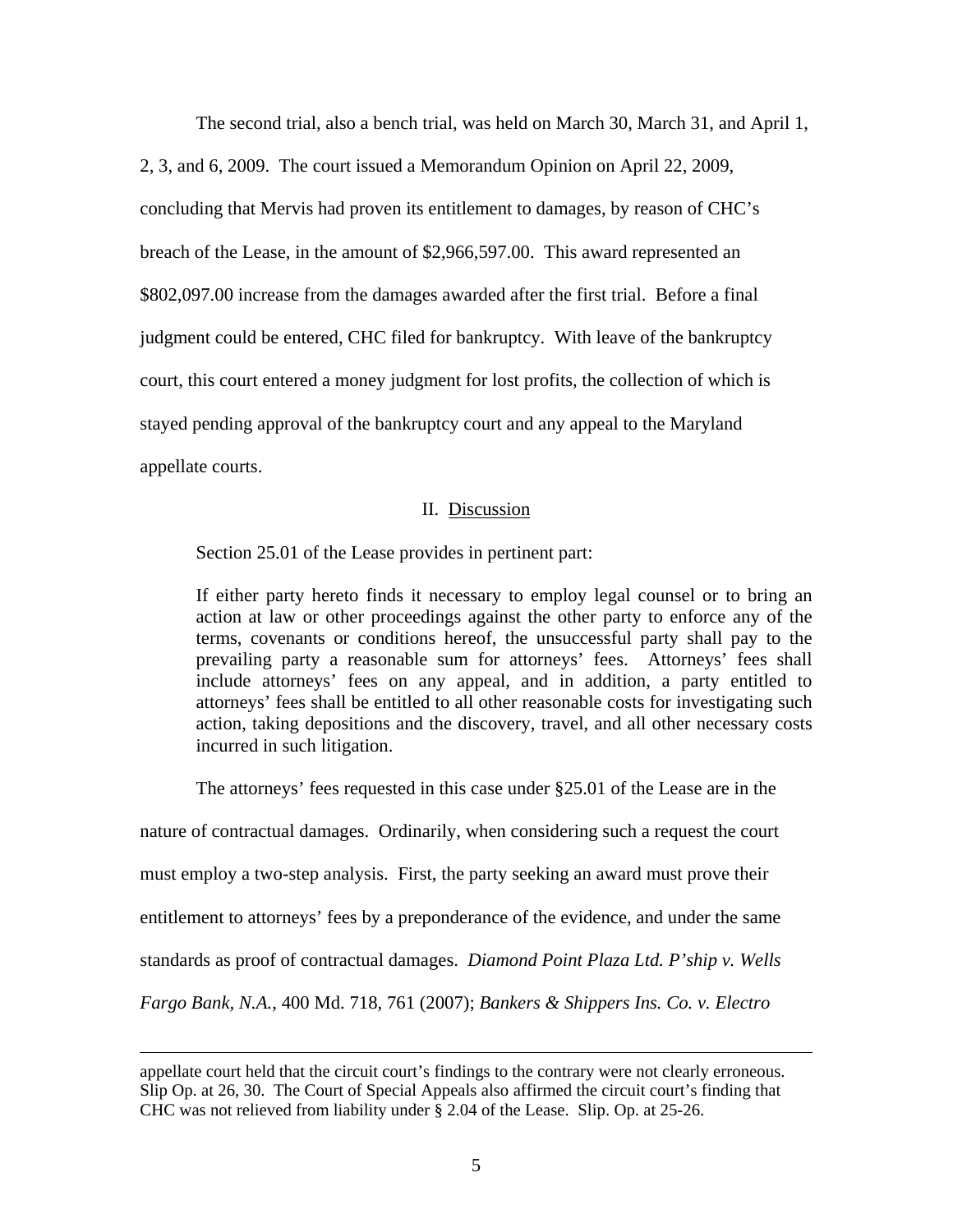The second trial, also a bench trial, was held on March 30, March 31, and April 1, 2, 3, and 6, 2009. The court issued a Memorandum Opinion on April 22, 2009, concluding that Mervis had proven its entitlement to damages, by reason of CHC's breach of the Lease, in the amount of $2,966,597.00. This award represented an $802,097.00 increase from the damages awarded after the first trial. Before a final judgment could be entered, CHC filed for bankruptcy. With leave of the bankruptcy court, this court entered a money judgment for lost profits, the collection of which is stayed pending approval of the bankruptcy court and any appeal to the Maryland appellate courts.

## II. Discussion

Section 25.01 of the Lease provides in pertinent part:

> If either party hereto finds it necessary to employ legal counsel or to bring an action at law or other proceedings against the other party to enforce any of the terms, covenants or conditions hereof, the unsuccessful party shall pay to the prevailing party a reasonable sum for attorneys' fees. Attorneys' fees shall include attorneys' fees on any appeal, and in addition, a party entitled to attorneys' fees shall be entitled to all other reasonable costs for investigating such action, taking depositions and the discovery, travel, and all other necessary costs incurred in such litigation.

The attorneys' fees requested in this case under §25.01 of the Lease are in the nature of contractual damages. Ordinarily, when considering such a request the court must employ a two-step analysis. First, the party seeking an award must prove their entitlement to attorneys' fees by a preponderance of the evidence, and under the same standards as proof of contractual damages. *Diamond Point Plaza Ltd. P'ship v. Wells Fargo Bank, N.A.*, 400 Md. 718, 761 (2007); *Bankers & Shippers Ins. Co. v. Electro*

---

appellate court held that the circuit court's findings to the contrary were not clearly erroneous. Slip Op. at 26, 30. The Court of Special Appeals also affirmed the circuit court's finding that CHC was not relieved from liability under § 2.04 of the Lease. Slip. Op. at 25-26.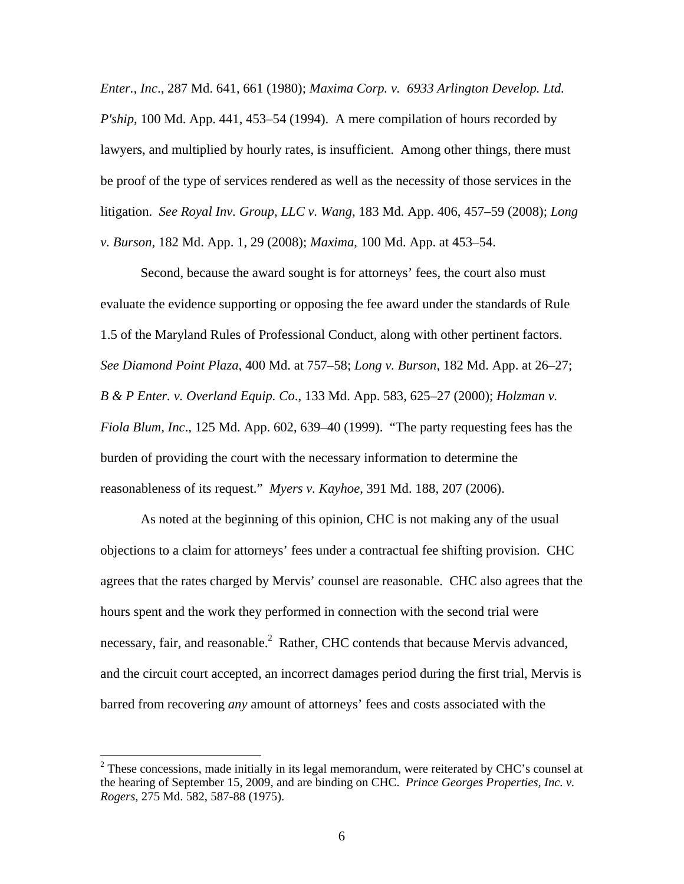*Enter., Inc*., 287 Md. 641, 661 (1980); *Maxima Corp. v. 6933 Arlington Develop. Ltd. P'ship*, 100 Md. App. 441, 453–54 (1994). A mere compilation of hours recorded by lawyers, and multiplied by hourly rates, is insufficient. Among other things, there must be proof of the type of services rendered as well as the necessity of those services in the litigation. *See Royal Inv. Group, LLC v. Wang*, 183 Md. App. 406, 457–59 (2008); *Long v. Burson*, 182 Md. App. 1, 29 (2008); *Maxima*, 100 Md. App. at 453–54.

Second, because the award sought is for attorneys' fees, the court also must evaluate the evidence supporting or opposing the fee award under the standards of Rule 1.5 of the Maryland Rules of Professional Conduct, along with other pertinent factors. *See Diamond Point Plaza*, 400 Md. at 757–58; *Long v. Burson*, 182 Md. App. at 26–27; *B & P Enter. v. Overland Equip. Co*., 133 Md. App. 583, 625–27 (2000); *Holzman v. Fiola Blum, Inc*., 125 Md. App. 602, 639–40 (1999). "The party requesting fees has the burden of providing the court with the necessary information to determine the reasonableness of its request." *Myers v. Kayhoe*, 391 Md. 188, 207 (2006).

As noted at the beginning of this opinion, CHC is not making any of the usual objections to a claim for attorneys' fees under a contractual fee shifting provision. CHC agrees that the rates charged by Mervis' counsel are reasonable. CHC also agrees that the hours spent and the work they performed in connection with the second trial were necessary, fair, and reasonable.[2] Rather, CHC contends that because Mervis advanced, and the circuit court accepted, an incorrect damages period during the first trial, Mervis is barred from recovering *any* amount of attorneys' fees and costs associated with the

[2] These concessions, made initially in its legal memorandum, were reiterated by CHC's counsel at the hearing of September 15, 2009, and are binding on CHC. *Prince Georges Properties, Inc. v. Rogers*, 275 Md. 582, 587-88 (1975).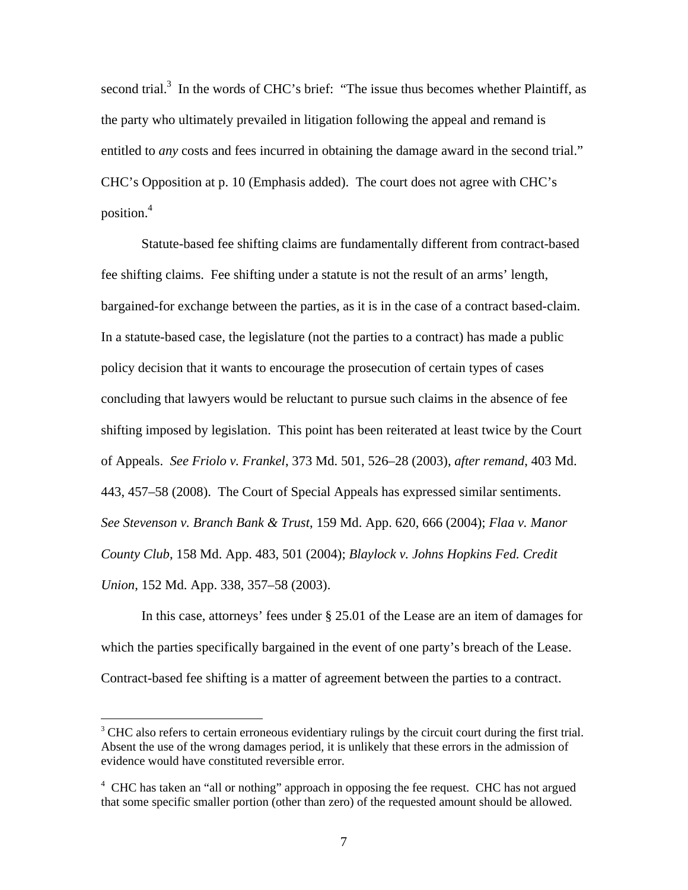second trial.[3] In the words of CHC's brief: "The issue thus becomes whether Plaintiff, as the party who ultimately prevailed in litigation following the appeal and remand is entitled to *any* costs and fees incurred in obtaining the damage award in the second trial." CHC's Opposition at p. 10 (Emphasis added). The court does not agree with CHC's position.[4]

Statute-based fee shifting claims are fundamentally different from contract-based fee shifting claims. Fee shifting under a statute is not the result of an arms' length, bargained-for exchange between the parties, as it is in the case of a contract based-claim. In a statute-based case, the legislature (not the parties to a contract) has made a public policy decision that it wants to encourage the prosecution of certain types of cases concluding that lawyers would be reluctant to pursue such claims in the absence of fee shifting imposed by legislation. This point has been reiterated at least twice by the Court of Appeals. *See Friolo v. Frankel*, 373 Md. 501, 526–28 (2003), *after remand*, 403 Md. 443, 457–58 (2008). The Court of Special Appeals has expressed similar sentiments. *See Stevenson v. Branch Bank & Trust*, 159 Md. App. 620, 666 (2004); *Flaa v. Manor County Club*, 158 Md. App. 483, 501 (2004); *Blaylock v. Johns Hopkins Fed. Credit Union*, 152 Md. App. 338, 357–58 (2003).

In this case, attorneys' fees under § 25.01 of the Lease are an item of damages for which the parties specifically bargained in the event of one party's breach of the Lease. Contract-based fee shifting is a matter of agreement between the parties to a contract.

---

[3] CHC also refers to certain erroneous evidentiary rulings by the circuit court during the first trial. Absent the use of the wrong damages period, it is unlikely that these errors in the admission of evidence would have constituted reversible error.

[4] CHC has taken an "all or nothing" approach in opposing the fee request. CHC has not argued that some specific smaller portion (other than zero) of the requested amount should be allowed.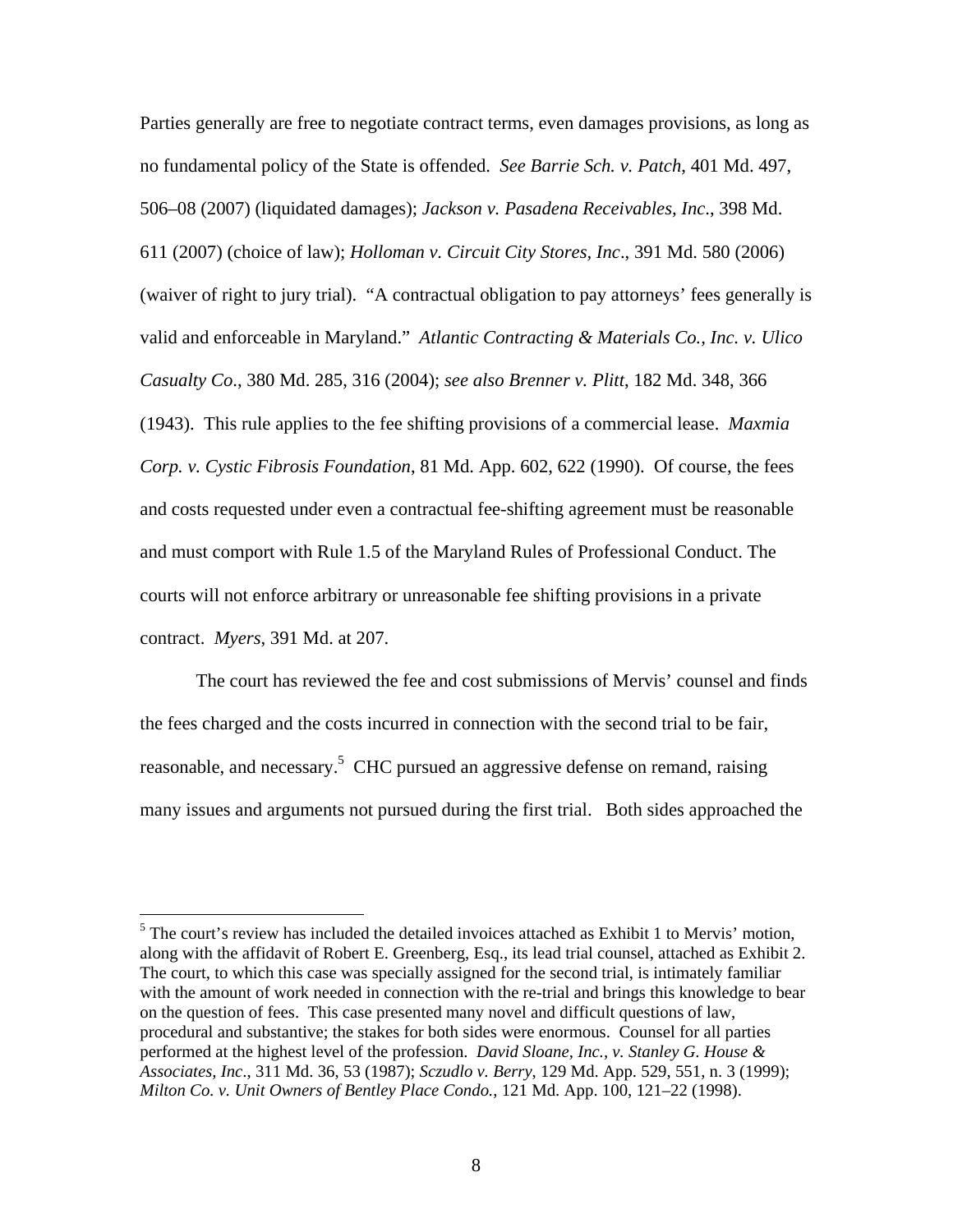Parties generally are free to negotiate contract terms, even damages provisions, as long as no fundamental policy of the State is offended. *See Barrie Sch. v. Patch*, 401 Md. 497, 506–08 (2007) (liquidated damages); *Jackson v. Pasadena Receivables, Inc*., 398 Md. 611 (2007) (choice of law); *Holloman v. Circuit City Stores, Inc*., 391 Md. 580 (2006) (waiver of right to jury trial). "A contractual obligation to pay attorneys' fees generally is valid and enforceable in Maryland." *Atlantic Contracting & Materials Co., Inc. v. Ulico Casualty Co*., 380 Md. 285, 316 (2004); *see also Brenner v. Plitt*, 182 Md. 348, 366 (1943). This rule applies to the fee shifting provisions of a commercial lease. *Maxmia Corp. v. Cystic Fibrosis Foundation*, 81 Md. App. 602, 622 (1990). Of course, the fees and costs requested under even a contractual fee-shifting agreement must be reasonable and must comport with Rule 1.5 of the Maryland Rules of Professional Conduct. The courts will not enforce arbitrary or unreasonable fee shifting provisions in a private contract. *Myers*, 391 Md. at 207.

The court has reviewed the fee and cost submissions of Mervis' counsel and finds the fees charged and the costs incurred in connection with the second trial to be fair, reasonable, and necessary.[5] CHC pursued an aggressive defense on remand, raising many issues and arguments not pursued during the first trial. Both sides approached the

---

[5] The court's review has included the detailed invoices attached as Exhibit 1 to Mervis' motion, along with the affidavit of Robert E. Greenberg, Esq., its lead trial counsel, attached as Exhibit 2. The court, to which this case was specially assigned for the second trial, is intimately familiar with the amount of work needed in connection with the re-trial and brings this knowledge to bear on the question of fees. This case presented many novel and difficult questions of law, procedural and substantive; the stakes for both sides were enormous. Counsel for all parties performed at the highest level of the profession. *David Sloane, Inc., v. Stanley G. House & Associates, Inc*., 311 Md. 36, 53 (1987); *Sczudlo v. Berry*, 129 Md. App. 529, 551, n. 3 (1999); *Milton Co. v. Unit Owners of Bentley Place Condo.,* 121 Md. App. 100, 121–22 (1998).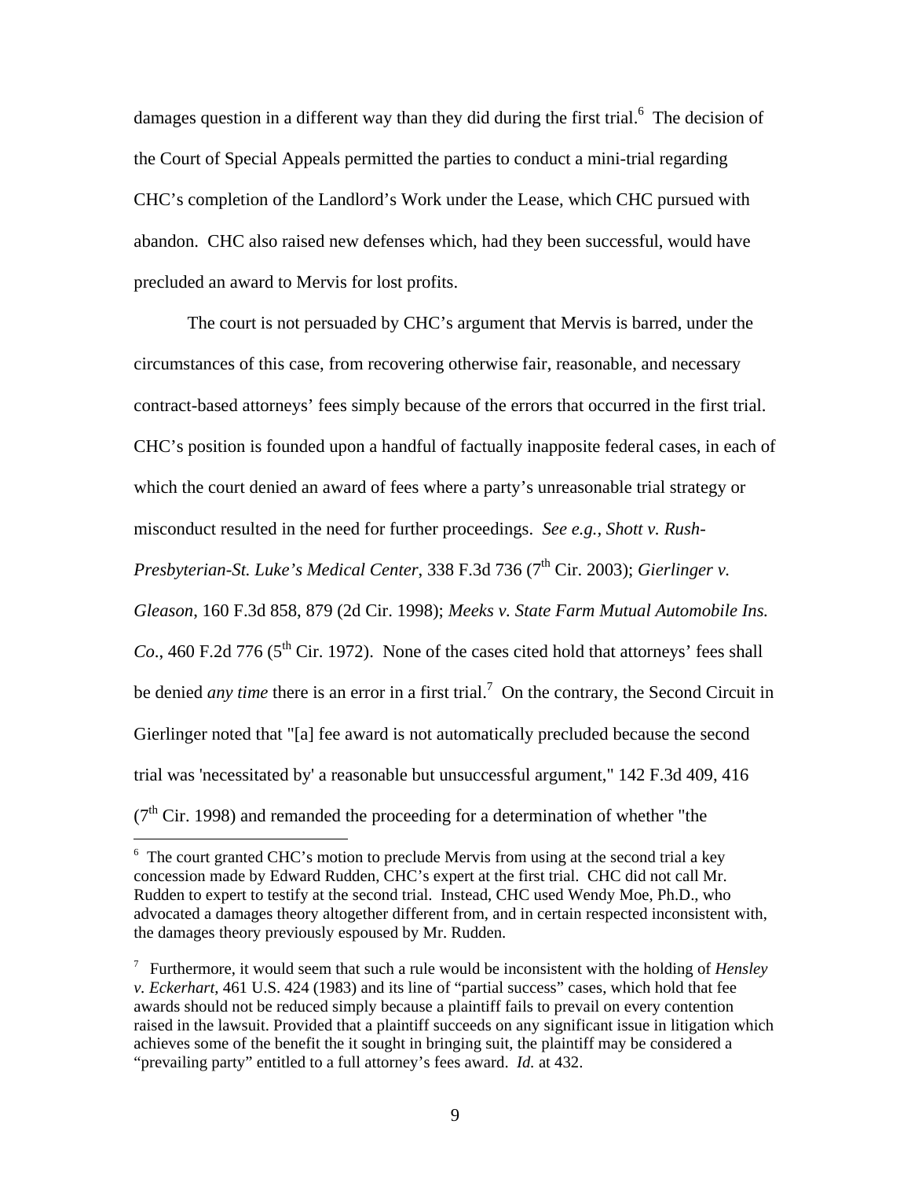damages question in a different way than they did during the first trial.[6] The decision of the Court of Special Appeals permitted the parties to conduct a mini-trial regarding CHC's completion of the Landlord's Work under the Lease, which CHC pursued with abandon. CHC also raised new defenses which, had they been successful, would have precluded an award to Mervis for lost profits.

The court is not persuaded by CHC's argument that Mervis is barred, under the circumstances of this case, from recovering otherwise fair, reasonable, and necessary contract-based attorneys' fees simply because of the errors that occurred in the first trial. CHC's position is founded upon a handful of factually inapposite federal cases, in each of which the court denied an award of fees where a party's unreasonable trial strategy or misconduct resulted in the need for further proceedings. *See e.g.*, *Shott v. Rush-Presbyterian-St. Luke's Medical Center*, 338 F.3d 736 (7th Cir. 2003); *Gierlinger v. Gleason*, 160 F.3d 858, 879 (2d Cir. 1998); *Meeks v. State Farm Mutual Automobile Ins. Co*., 460 F.2d 776 (5th Cir. 1972). None of the cases cited hold that attorneys' fees shall be denied *any time* there is an error in a first trial.[7] On the contrary, the Second Circuit in Gierlinger noted that "[a] fee award is not automatically precluded because the second trial was 'necessitated by' a reasonable but unsuccessful argument," 142 F.3d 409, 416 (7th Cir. 1998) and remanded the proceeding for a determination of whether "the

---

[6] The court granted CHC's motion to preclude Mervis from using at the second trial a key concession made by Edward Rudden, CHC's expert at the first trial. CHC did not call Mr. Rudden to expert to testify at the second trial. Instead, CHC used Wendy Moe, Ph.D., who advocated a damages theory altogether different from, and in certain respected inconsistent with, the damages theory previously espoused by Mr. Rudden.

[7] Furthermore, it would seem that such a rule would be inconsistent with the holding of *Hensley v. Eckerhart*, 461 U.S. 424 (1983) and its line of "partial success" cases, which hold that fee awards should not be reduced simply because a plaintiff fails to prevail on every contention raised in the lawsuit. Provided that a plaintiff succeeds on any significant issue in litigation which achieves some of the benefit the it sought in bringing suit, the plaintiff may be considered a "prevailing party" entitled to a full attorney's fees award. *Id.* at 432.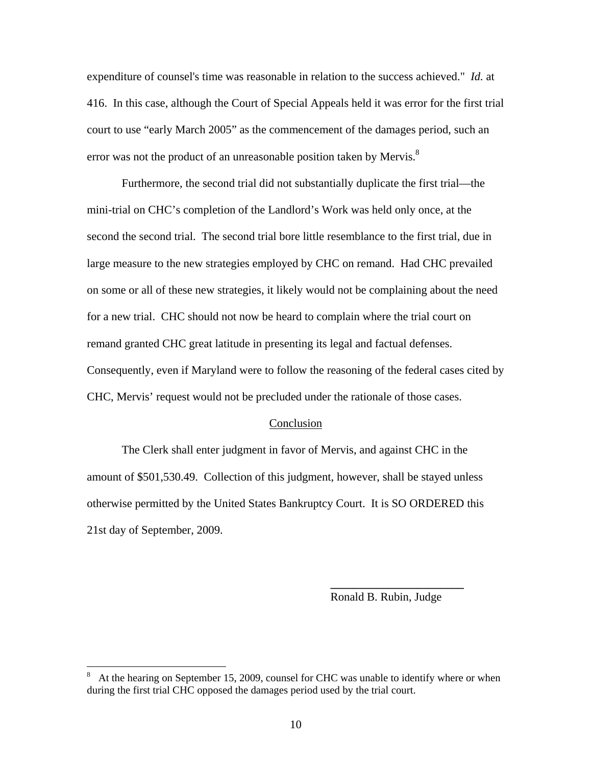expenditure of counsel's time was reasonable in relation to the success achieved." *Id.* at 416. In this case, although the Court of Special Appeals held it was error for the first trial court to use "early March 2005" as the commencement of the damages period, such an error was not the product of an unreasonable position taken by Mervis.[8]

Furthermore, the second trial did not substantially duplicate the first trial—the mini-trial on CHC's completion of the Landlord's Work was held only once, at the second the second trial. The second trial bore little resemblance to the first trial, due in large measure to the new strategies employed by CHC on remand. Had CHC prevailed on some or all of these new strategies, it likely would not be complaining about the need for a new trial. CHC should not now be heard to complain where the trial court on remand granted CHC great latitude in presenting its legal and factual defenses. Consequently, even if Maryland were to follow the reasoning of the federal cases cited by CHC, Mervis' request would not be precluded under the rationale of those cases.

## Conclusion

The Clerk shall enter judgment in favor of Mervis, and against CHC in the amount of $501,530.49. Collection of this judgment, however, shall be stayed unless otherwise permitted by the United States Bankruptcy Court. It is SO ORDERED this 21st day of September, 2009.

\_\_\_\_\_\_\_\_\_\_\_\_\_\_\_\_\_\_\_\_\_\_\_\_

Ronald B. Rubin, Judge

---

[8] At the hearing on September 15, 2009, counsel for CHC was unable to identify where or when during the first trial CHC opposed the damages period used by the trial court.